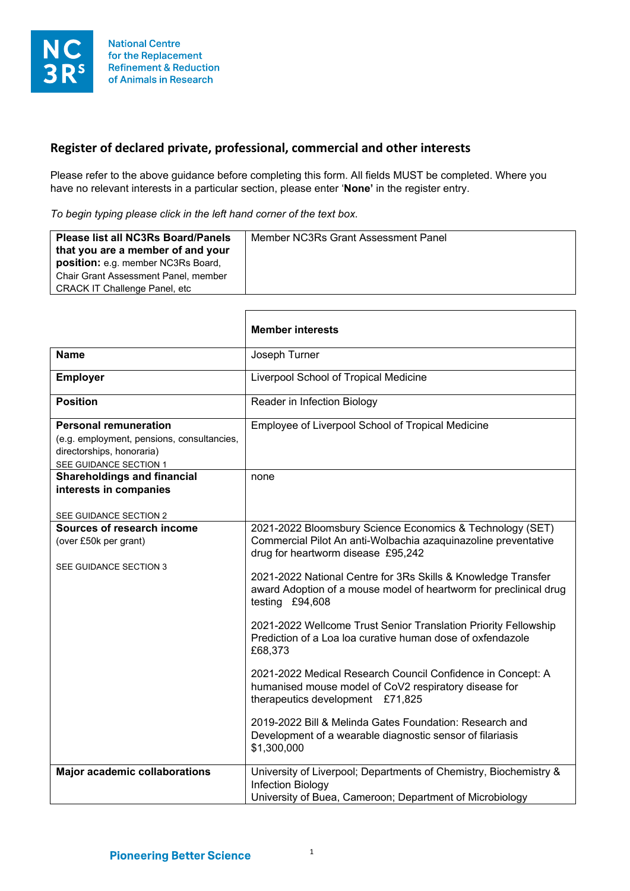National Centre for the Replacement Refinement & Reduction of Animals in Research

## Register of declared private, professional, commercial and other interests

Please refer to the above guidance before completing this form. All fields MUST be completed. Where you have no relevant interests in a particular section, please enter '**None**' in the register entry.

*To begin typing please click in the left hand corner of the text box.*

| **Please list all NC3Rs Board/Panels that you are a member of and your position:** e.g. member NC3Rs Board, Chair Grant Assessment Panel, member CRACK IT Challenge Panel, etc | Member NC3Rs Grant Assessment Panel |
|---|---|

| | **Member interests** |
|---|---|
| **Name** | Joseph Turner |
| **Employer** | Liverpool School of Tropical Medicine |
| **Position** | Reader in Infection Biology |
| **Personal remuneration** (e.g. employment, pensions, consultancies, directorships, honoraria) SEE GUIDANCE SECTION 1 | Employee of Liverpool School of Tropical Medicine |
| **Shareholdings and financial interests in companies** SEE GUIDANCE SECTION 2 | none |
| **Sources of research income** (over £50k per grant) SEE GUIDANCE SECTION 3 | 2021-2022 Bloomsbury Science Economics & Technology (SET) Commercial Pilot An anti-Wolbachia azaquinazoline preventative drug for heartworm disease £95,242<br><br>2021-2022 National Centre for 3Rs Skills & Knowledge Transfer award Adoption of a mouse model of heartworm for preclinical drug testing £94,608<br><br>2021-2022 Wellcome Trust Senior Translation Priority Fellowship Prediction of a Loa loa curative human dose of oxfendazole £68,373<br><br>2021-2022 Medical Research Council Confidence in Concept: A humanised mouse model of CoV2 respiratory disease for therapeutics development £71,825<br><br>2019-2022 Bill & Melinda Gates Foundation: Research and Development of a wearable diagnostic sensor of filariasis $1,300,000 |
| **Major academic collaborations** | University of Liverpool; Departments of Chemistry, Biochemistry & Infection Biology<br>University of Buea, Cameroon; Department of Microbiology |

Pioneering Better Science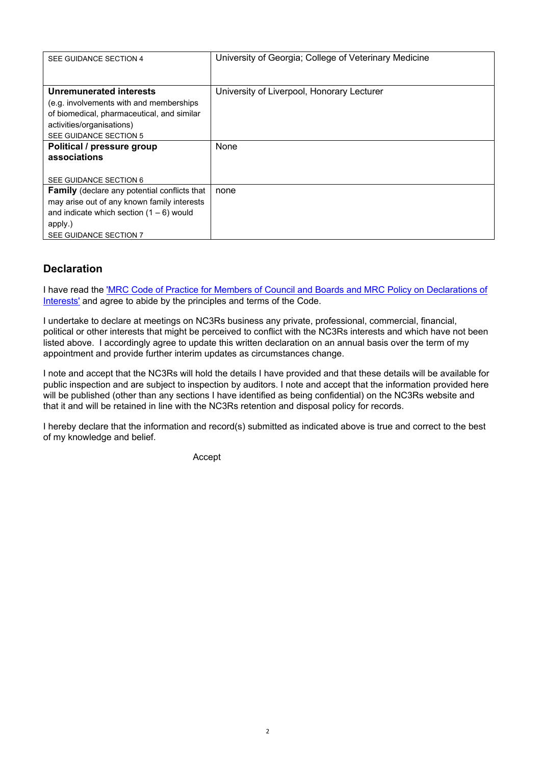| | |
|---|---|
| SEE GUIDANCE SECTION 4 | University of Georgia; College of Veterinary Medicine |
| **Unremunerated interests** (e.g. involvements with and memberships of biomedical, pharmaceutical, and similar activities/organisations) SEE GUIDANCE SECTION 5 | University of Liverpool, Honorary Lecturer |
| **Political / pressure group associations** SEE GUIDANCE SECTION 6 | None |
| **Family** (declare any potential conflicts that may arise out of any known family interests and indicate which section (1 – 6) would apply.) SEE GUIDANCE SECTION 7 | none |

## Declaration

I have read the 'MRC Code of Practice for Members of Council and Boards and MRC Policy on Declarations of Interests' and agree to abide by the principles and terms of the Code.

I undertake to declare at meetings on NC3Rs business any private, professional, commercial, financial, political or other interests that might be perceived to conflict with the NC3Rs interests and which have not been listed above. I accordingly agree to update this written declaration on an annual basis over the term of my appointment and provide further interim updates as circumstances change.

I note and accept that the NC3Rs will hold the details I have provided and that these details will be available for public inspection and are subject to inspection by auditors. I note and accept that the information provided here will be published (other than any sections I have identified as being confidential) on the NC3Rs website and that it and will be retained in line with the NC3Rs retention and disposal policy for records.

I hereby declare that the information and record(s) submitted as indicated above is true and correct to the best of my knowledge and belief.

Accept